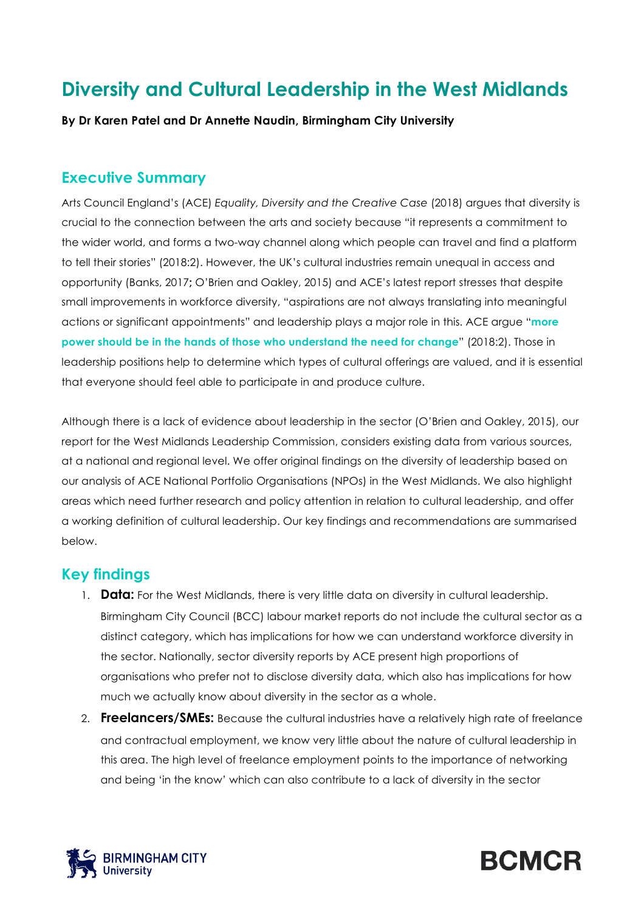# Diversity and Cultural Leadership in the West Midlands

**By Dr Karen Patel and Dr Annette Naudin, Birmingham City University**

## Executive Summary

Arts Council England's (ACE) *Equality, Diversity and the Creative Case* (2018) argues that diversity is crucial to the connection between the arts and society because "it represents a commitment to the wider world, and forms a two-way channel along which people can travel and find a platform to tell their stories" (2018:2). However, the UK's cultural industries remain unequal in access and opportunity (Banks, 2017**;** O'Brien and Oakley, 2015) and ACE's latest report stresses that despite small improvements in workforce diversity, "aspirations are not always translating into meaningful actions or significant appointments" and leadership plays a major role in this. ACE argue "**more power should be in the hands of those who understand the need for change**" (2018:2). Those in leadership positions help to determine which types of cultural offerings are valued, and it is essential that everyone should feel able to participate in and produce culture.

Although there is a lack of evidence about leadership in the sector (O'Brien and Oakley, 2015), our report for the West Midlands Leadership Commission, considers existing data from various sources, at a national and regional level. We offer original findings on the diversity of leadership based on our analysis of ACE National Portfolio Organisations (NPOs) in the West Midlands. We also highlight areas which need further research and policy attention in relation to cultural leadership, and offer a working definition of cultural leadership. Our key findings and recommendations are summarised below.

## Key findings

1. **Data:** For the West Midlands, there is very little data on diversity in cultural leadership. Birmingham City Council (BCC) labour market reports do not include the cultural sector as a distinct category, which has implications for how we can understand workforce diversity in the sector. Nationally, sector diversity reports by ACE present high proportions of organisations who prefer not to disclose diversity data, which also has implications for how much we actually know about diversity in the sector as a whole.
2. **Freelancers/SMEs:** Because the cultural industries have a relatively high rate of freelance and contractual employment, we know very little about the nature of cultural leadership in this area. The high level of freelance employment points to the importance of networking and being 'in the know' which can also contribute to a lack of diversity in the sector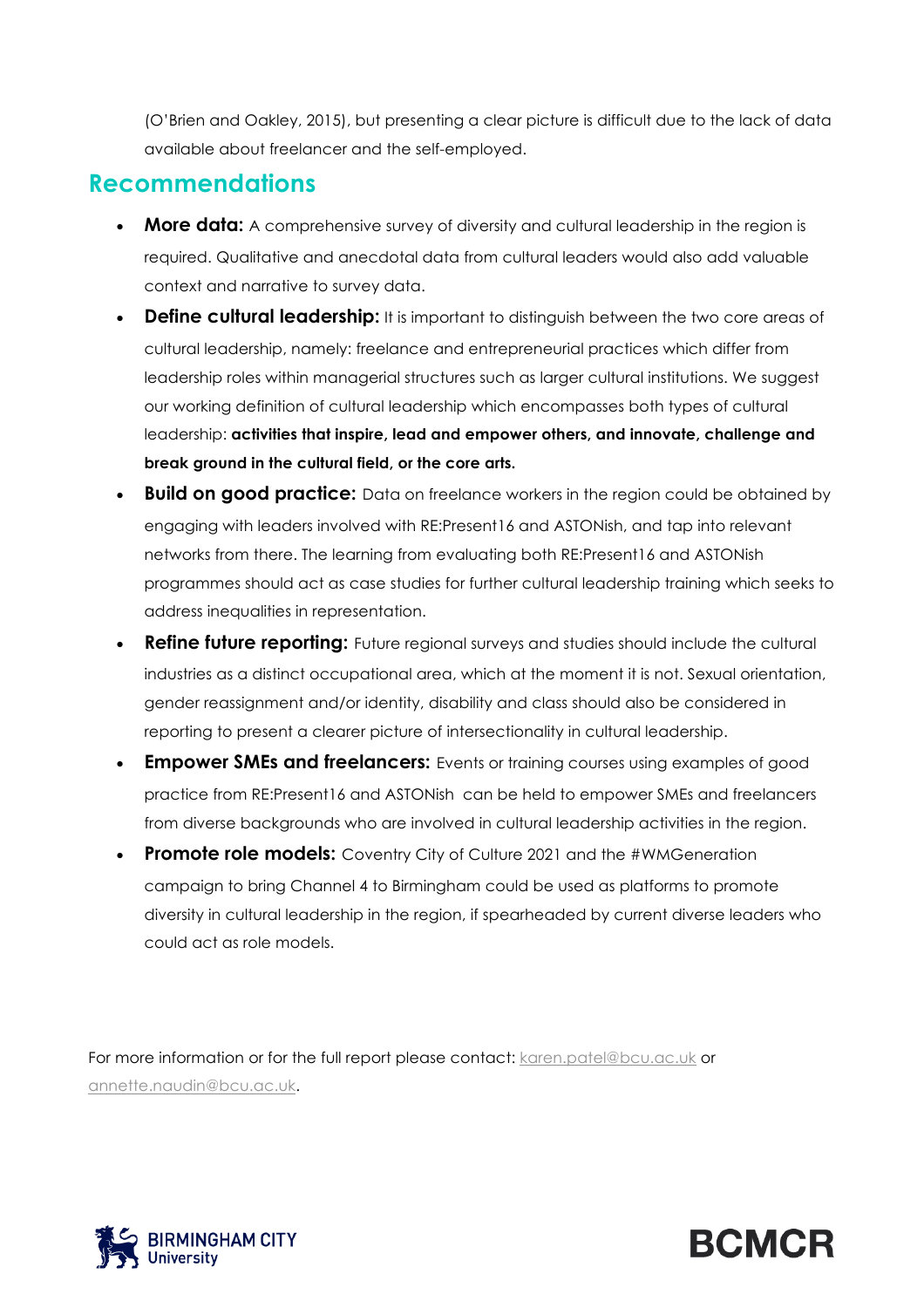(O'Brien and Oakley, 2015), but presenting a clear picture is difficult due to the lack of data available about freelancer and the self-employed.

## Recommendations

- **More data:** A comprehensive survey of diversity and cultural leadership in the region is required. Qualitative and anecdotal data from cultural leaders would also add valuable context and narrative to survey data.
- **Define cultural leadership:** It is important to distinguish between the two core areas of cultural leadership, namely: freelance and entrepreneurial practices which differ from leadership roles within managerial structures such as larger cultural institutions. We suggest our working definition of cultural leadership which encompasses both types of cultural leadership: **activities that inspire, lead and empower others, and innovate, challenge and break ground in the cultural field, or the core arts.**
- **Build on good practice:** Data on freelance workers in the region could be obtained by engaging with leaders involved with RE:Present16 and ASTONish, and tap into relevant networks from there. The learning from evaluating both RE:Present16 and ASTONish programmes should act as case studies for further cultural leadership training which seeks to address inequalities in representation.
- **Refine future reporting:** Future regional surveys and studies should include the cultural industries as a distinct occupational area, which at the moment it is not. Sexual orientation, gender reassignment and/or identity, disability and class should also be considered in reporting to present a clearer picture of intersectionality in cultural leadership.
- **Empower SMEs and freelancers:** Events or training courses using examples of good practice from RE:Present16 and ASTONish can be held to empower SMEs and freelancers from diverse backgrounds who are involved in cultural leadership activities in the region.
- **Promote role models:** Coventry City of Culture 2021 and the #WMGeneration campaign to bring Channel 4 to Birmingham could be used as platforms to promote diversity in cultural leadership in the region, if spearheaded by current diverse leaders who could act as role models.

For more information or for the full report please contact: karen.patel@bcu.ac.uk or annette.naudin@bcu.ac.uk.

BIRMINGHAM CITY University

BCMCR